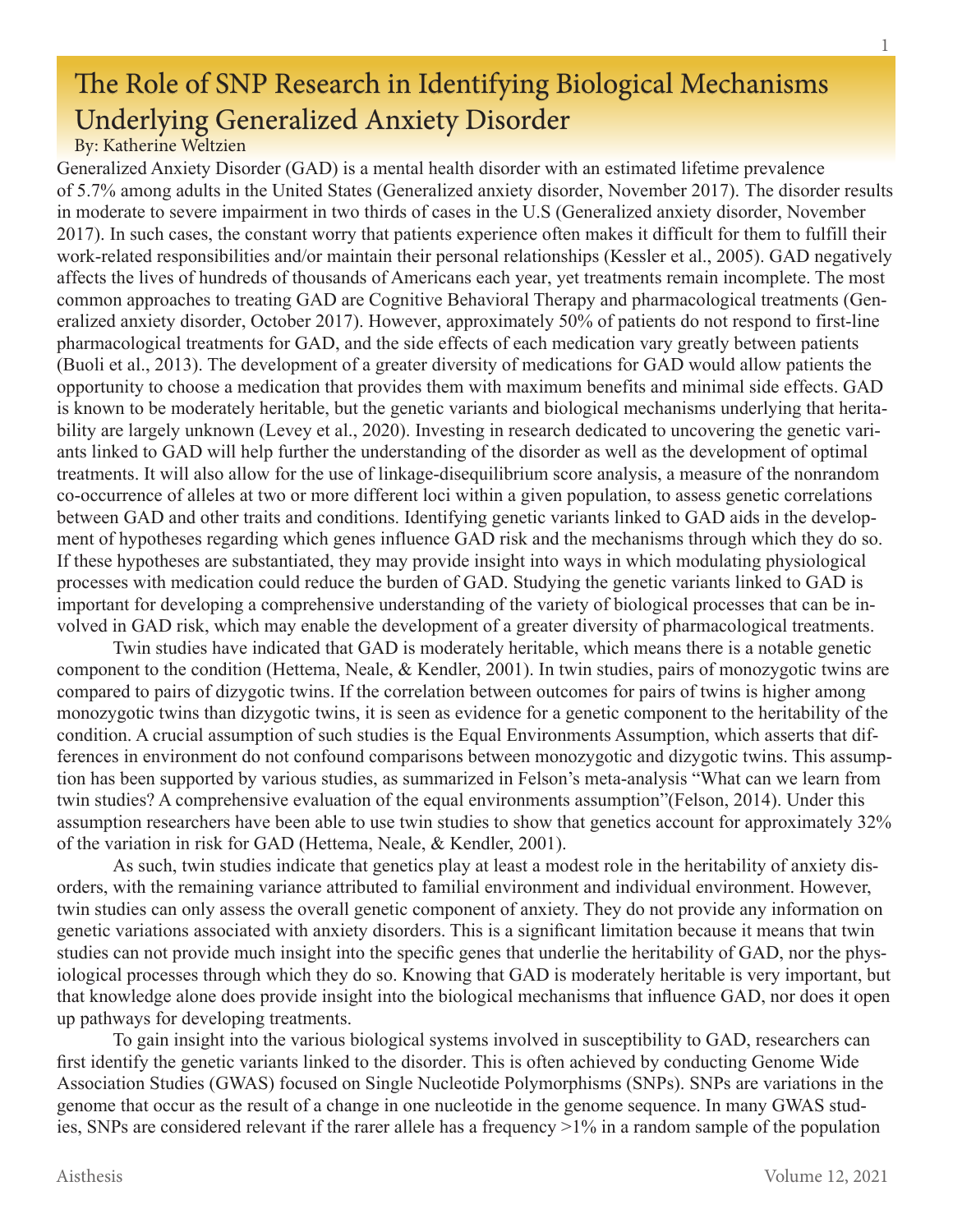# The Role of SNP Research in Identifying Biological Mechanisms Underlying Generalized Anxiety Disorder

By: Katherine Weltzien

Generalized Anxiety Disorder (GAD) is a mental health disorder with an estimated lifetime prevalence of 5.7% among adults in the United States (Generalized anxiety disorder, November 2017). The disorder results in moderate to severe impairment in two thirds of cases in the U.S (Generalized anxiety disorder, November 2017). In such cases, the constant worry that patients experience often makes it difficult for them to fulfill their work-related responsibilities and/or maintain their personal relationships (Kessler et al., 2005). GAD negatively affects the lives of hundreds of thousands of Americans each year, yet treatments remain incomplete. The most common approaches to treating GAD are Cognitive Behavioral Therapy and pharmacological treatments (Generalized anxiety disorder, October 2017). However, approximately 50% of patients do not respond to first-line pharmacological treatments for GAD, and the side effects of each medication vary greatly between patients (Buoli et al., 2013). The development of a greater diversity of medications for GAD would allow patients the opportunity to choose a medication that provides them with maximum benefits and minimal side effects. GAD is known to be moderately heritable, but the genetic variants and biological mechanisms underlying that heritability are largely unknown (Levey et al., 2020). Investing in research dedicated to uncovering the genetic variants linked to GAD will help further the understanding of the disorder as well as the development of optimal treatments. It will also allow for the use of linkage-disequilibrium score analysis, a measure of the nonrandom co-occurrence of alleles at two or more different loci within a given population, to assess genetic correlations between GAD and other traits and conditions. Identifying genetic variants linked to GAD aids in the development of hypotheses regarding which genes influence GAD risk and the mechanisms through which they do so. If these hypotheses are substantiated, they may provide insight into ways in which modulating physiological processes with medication could reduce the burden of GAD. Studying the genetic variants linked to GAD is important for developing a comprehensive understanding of the variety of biological processes that can be involved in GAD risk, which may enable the development of a greater diversity of pharmacological treatments.

Twin studies have indicated that GAD is moderately heritable, which means there is a notable genetic component to the condition (Hettema, Neale, & Kendler, 2001). In twin studies, pairs of monozygotic twins are compared to pairs of dizygotic twins. If the correlation between outcomes for pairs of twins is higher among monozygotic twins than dizygotic twins, it is seen as evidence for a genetic component to the heritability of the condition. A crucial assumption of such studies is the Equal Environments Assumption, which asserts that differences in environment do not confound comparisons between monozygotic and dizygotic twins. This assumption has been supported by various studies, as summarized in Felson's meta-analysis "What can we learn from twin studies? A comprehensive evaluation of the equal environments assumption"(Felson, 2014). Under this assumption researchers have been able to use twin studies to show that genetics account for approximately 32% of the variation in risk for GAD (Hettema, Neale, & Kendler, 2001).

As such, twin studies indicate that genetics play at least a modest role in the heritability of anxiety disorders, with the remaining variance attributed to familial environment and individual environment. However, twin studies can only assess the overall genetic component of anxiety. They do not provide any information on genetic variations associated with anxiety disorders. This is a significant limitation because it means that twin studies can not provide much insight into the specific genes that underlie the heritability of GAD, nor the physiological processes through which they do so. Knowing that GAD is moderately heritable is very important, but that knowledge alone does provide insight into the biological mechanisms that influence GAD, nor does it open up pathways for developing treatments.

To gain insight into the various biological systems involved in susceptibility to GAD, researchers can first identify the genetic variants linked to the disorder. This is often achieved by conducting Genome Wide Association Studies (GWAS) focused on Single Nucleotide Polymorphisms (SNPs). SNPs are variations in the genome that occur as the result of a change in one nucleotide in the genome sequence. In many GWAS studies, SNPs are considered relevant if the rarer allele has a frequency >1% in a random sample of the population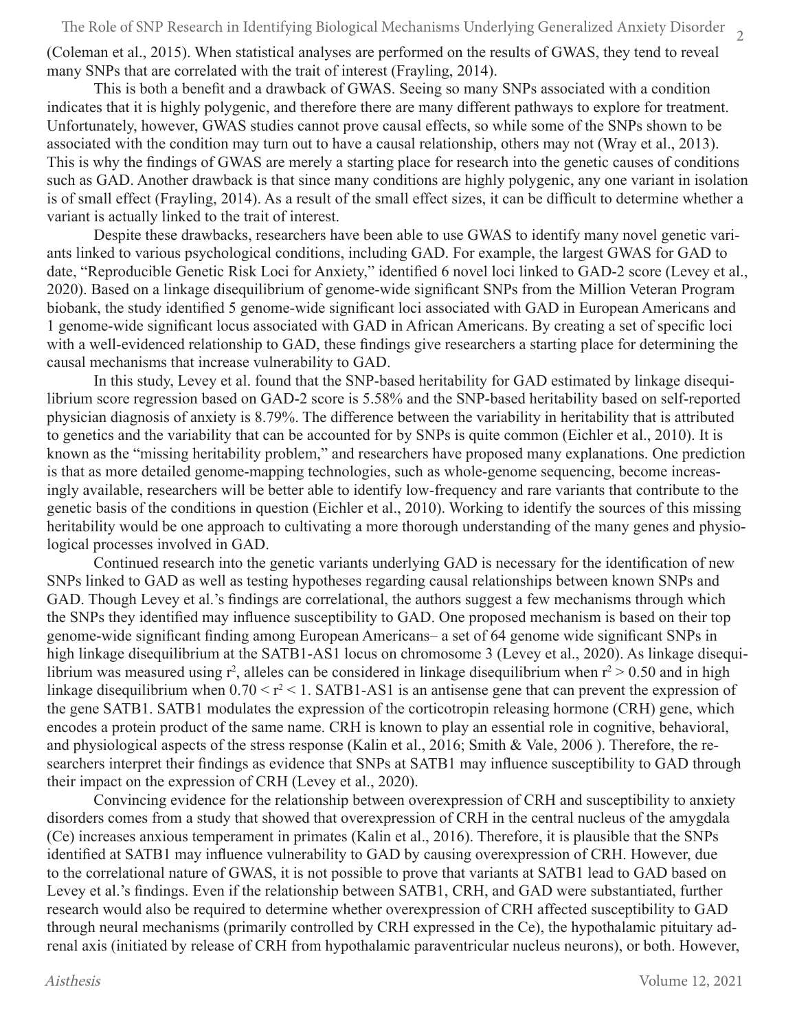(Coleman et al., 2015). When statistical analyses are performed on the results of GWAS, they tend to reveal many SNPs that are correlated with the trait of interest (Frayling, 2014).

This is both a benefit and a drawback of GWAS. Seeing so many SNPs associated with a condition indicates that it is highly polygenic, and therefore there are many different pathways to explore for treatment. Unfortunately, however, GWAS studies cannot prove causal effects, so while some of the SNPs shown to be associated with the condition may turn out to have a causal relationship, others may not (Wray et al., 2013). This is why the findings of GWAS are merely a starting place for research into the genetic causes of conditions such as GAD. Another drawback is that since many conditions are highly polygenic, any one variant in isolation is of small effect (Frayling, 2014). As a result of the small effect sizes, it can be difficult to determine whether a variant is actually linked to the trait of interest.

Despite these drawbacks, researchers have been able to use GWAS to identify many novel genetic variants linked to various psychological conditions, including GAD. For example, the largest GWAS for GAD to date, "Reproducible Genetic Risk Loci for Anxiety," identified 6 novel loci linked to GAD-2 score (Levey et al., 2020). Based on a linkage disequilibrium of genome-wide significant SNPs from the Million Veteran Program biobank, the study identified 5 genome-wide significant loci associated with GAD in European Americans and 1 genome-wide significant locus associated with GAD in African Americans. By creating a set of specific loci with a well-evidenced relationship to GAD, these findings give researchers a starting place for determining the causal mechanisms that increase vulnerability to GAD.

In this study, Levey et al. found that the SNP-based heritability for GAD estimated by linkage disequilibrium score regression based on GAD-2 score is 5.58% and the SNP-based heritability based on self-reported physician diagnosis of anxiety is 8.79%. The difference between the variability in heritability that is attributed to genetics and the variability that can be accounted for by SNPs is quite common (Eichler et al., 2010). It is known as the "missing heritability problem," and researchers have proposed many explanations. One prediction is that as more detailed genome-mapping technologies, such as whole-genome sequencing, become increasingly available, researchers will be better able to identify low-frequency and rare variants that contribute to the genetic basis of the conditions in question (Eichler et al., 2010). Working to identify the sources of this missing heritability would be one approach to cultivating a more thorough understanding of the many genes and physiological processes involved in GAD.

Continued research into the genetic variants underlying GAD is necessary for the identification of new SNPs linked to GAD as well as testing hypotheses regarding causal relationships between known SNPs and GAD. Though Levey et al.'s findings are correlational, the authors suggest a few mechanisms through which the SNPs they identified may influence susceptibility to GAD. One proposed mechanism is based on their top genome-wide significant finding among European Americans– a set of 64 genome wide significant SNPs in high linkage disequilibrium at the SATB1-AS1 locus on chromosome 3 (Levey et al., 2020). As linkage disequilibrium was measured using $r^2$, alleles can be considered in linkage disequilibrium when $r^2 > 0.50$ and in high linkage disequilibrium when $0.70 < r^2 < 1$. SATB1-AS1 is an antisense gene that can prevent the expression of the gene SATB1. SATB1 modulates the expression of the corticotropin releasing hormone (CRH) gene, which encodes a protein product of the same name. CRH is known to play an essential role in cognitive, behavioral, and physiological aspects of the stress response (Kalin et al., 2016; Smith & Vale, 2006 ). Therefore, the researchers interpret their findings as evidence that SNPs at SATB1 may influence susceptibility to GAD through their impact on the expression of CRH (Levey et al., 2020).

Convincing evidence for the relationship between overexpression of CRH and susceptibility to anxiety disorders comes from a study that showed that overexpression of CRH in the central nucleus of the amygdala (Ce) increases anxious temperament in primates (Kalin et al., 2016). Therefore, it is plausible that the SNPs identified at SATB1 may influence vulnerability to GAD by causing overexpression of CRH. However, due to the correlational nature of GWAS, it is not possible to prove that variants at SATB1 lead to GAD based on Levey et al.'s findings. Even if the relationship between SATB1, CRH, and GAD were substantiated, further research would also be required to determine whether overexpression of CRH affected susceptibility to GAD through neural mechanisms (primarily controlled by CRH expressed in the Ce), the hypothalamic pituitary adrenal axis (initiated by release of CRH from hypothalamic paraventricular nucleus neurons), or both. However,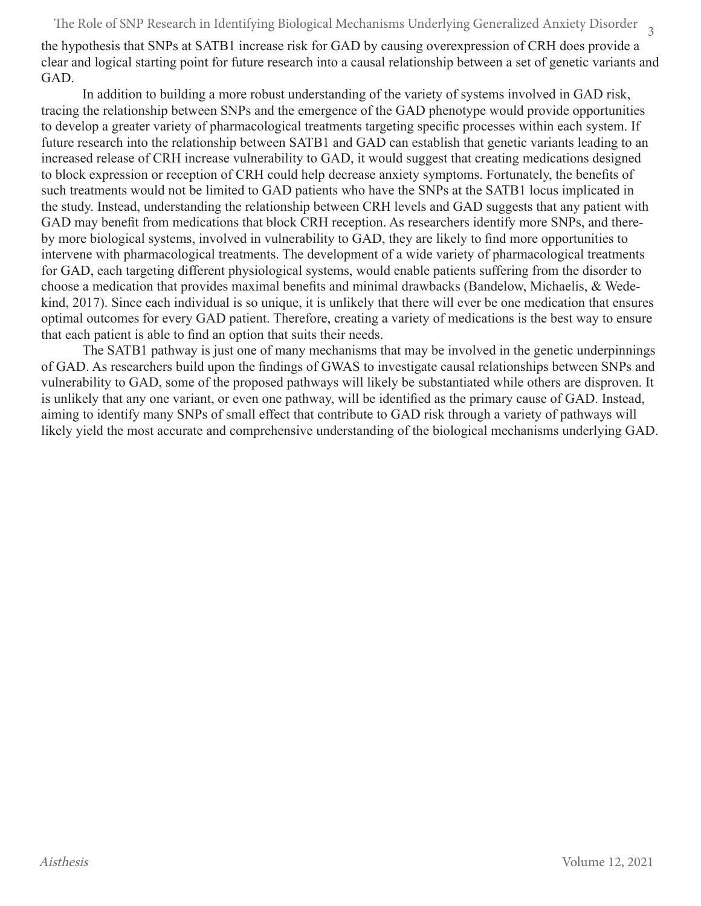the hypothesis that SNPs at SATB1 increase risk for GAD by causing overexpression of CRH does provide a clear and logical starting point for future research into a causal relationship between a set of genetic variants and GAD.

In addition to building a more robust understanding of the variety of systems involved in GAD risk, tracing the relationship between SNPs and the emergence of the GAD phenotype would provide opportunities to develop a greater variety of pharmacological treatments targeting specific processes within each system. If future research into the relationship between SATB1 and GAD can establish that genetic variants leading to an increased release of CRH increase vulnerability to GAD, it would suggest that creating medications designed to block expression or reception of CRH could help decrease anxiety symptoms. Fortunately, the benefits of such treatments would not be limited to GAD patients who have the SNPs at the SATB1 locus implicated in the study. Instead, understanding the relationship between CRH levels and GAD suggests that any patient with GAD may benefit from medications that block CRH reception. As researchers identify more SNPs, and thereby more biological systems, involved in vulnerability to GAD, they are likely to find more opportunities to intervene with pharmacological treatments. The development of a wide variety of pharmacological treatments for GAD, each targeting different physiological systems, would enable patients suffering from the disorder to choose a medication that provides maximal benefits and minimal drawbacks (Bandelow, Michaelis, & Wedekind, 2017). Since each individual is so unique, it is unlikely that there will ever be one medication that ensures optimal outcomes for every GAD patient. Therefore, creating a variety of medications is the best way to ensure that each patient is able to find an option that suits their needs.

The SATB1 pathway is just one of many mechanisms that may be involved in the genetic underpinnings of GAD. As researchers build upon the findings of GWAS to investigate causal relationships between SNPs and vulnerability to GAD, some of the proposed pathways will likely be substantiated while others are disproven. It is unlikely that any one variant, or even one pathway, will be identified as the primary cause of GAD. Instead, aiming to identify many SNPs of small effect that contribute to GAD risk through a variety of pathways will likely yield the most accurate and comprehensive understanding of the biological mechanisms underlying GAD.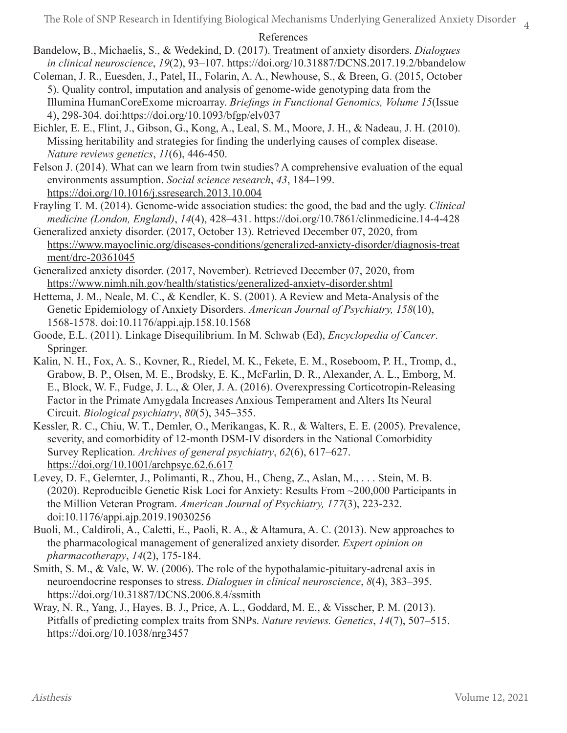## References

Bandelow, B., Michaelis, S., & Wedekind, D. (2017). Treatment of anxiety disorders. *Dialogues in clinical neuroscience*, *19*(2), 93–107. https://doi.org/10.31887/DCNS.2017.19.2/bbandelow

Coleman, J. R., Euesden, J., Patel, H., Folarin, A. A., Newhouse, S., & Breen, G. (2015, October 5). Quality control, imputation and analysis of genome-wide genotyping data from the Illumina HumanCoreExome microarray. *Briefings in Functional Genomics, Volume 15*(Issue 4), 298-304. doi:https://doi.org/10.1093/bfgp/elv037

Eichler, E. E., Flint, J., Gibson, G., Kong, A., Leal, S. M., Moore, J. H., & Nadeau, J. H. (2010). Missing heritability and strategies for finding the underlying causes of complex disease. *Nature reviews genetics*, *11*(6), 446-450.

Felson J. (2014). What can we learn from twin studies? A comprehensive evaluation of the equal environments assumption. *Social science research*, *43*, 184–199. https://doi.org/10.1016/j.ssresearch.2013.10.004

Frayling T. M. (2014). Genome-wide association studies: the good, the bad and the ugly. *Clinical medicine (London, England)*, *14*(4), 428–431. https://doi.org/10.7861/clinmedicine.14-4-428

Generalized anxiety disorder. (2017, October 13). Retrieved December 07, 2020, from https://www.mayoclinic.org/diseases-conditions/generalized-anxiety-disorder/diagnosis-treatment/drc-20361045

Generalized anxiety disorder. (2017, November). Retrieved December 07, 2020, from https://www.nimh.nih.gov/health/statistics/generalized-anxiety-disorder.shtml

Hettema, J. M., Neale, M. C., & Kendler, K. S. (2001). A Review and Meta-Analysis of the Genetic Epidemiology of Anxiety Disorders. *American Journal of Psychiatry, 158*(10), 1568-1578. doi:10.1176/appi.ajp.158.10.1568

Goode, E.L. (2011). Linkage Disequilibrium. In M. Schwab (Ed), *Encyclopedia of Cancer*. Springer.

Kalin, N. H., Fox, A. S., Kovner, R., Riedel, M. K., Fekete, E. M., Roseboom, P. H., Tromp, d., Grabow, B. P., Olsen, M. E., Brodsky, E. K., McFarlin, D. R., Alexander, A. L., Emborg, M. E., Block, W. F., Fudge, J. L., & Oler, J. A. (2016). Overexpressing Corticotropin-Releasing Factor in the Primate Amygdala Increases Anxious Temperament and Alters Its Neural Circuit. *Biological psychiatry*, *80*(5), 345–355.

Kessler, R. C., Chiu, W. T., Demler, O., Merikangas, K. R., & Walters, E. E. (2005). Prevalence, severity, and comorbidity of 12-month DSM-IV disorders in the National Comorbidity Survey Replication. *Archives of general psychiatry*, *62*(6), 617–627. https://doi.org/10.1001/archpsyc.62.6.617

Levey, D. F., Gelernter, J., Polimanti, R., Zhou, H., Cheng, Z., Aslan, M., . . . Stein, M. B. (2020). Reproducible Genetic Risk Loci for Anxiety: Results From ~200,000 Participants in the Million Veteran Program. *American Journal of Psychiatry, 177*(3), 223-232. doi:10.1176/appi.ajp.2019.19030256

Buoli, M., Caldiroli, A., Caletti, E., Paoli, R. A., & Altamura, A. C. (2013). New approaches to the pharmacological management of generalized anxiety disorder. *Expert opinion on pharmacotherapy*, *14*(2), 175-184.

Smith, S. M., & Vale, W. W. (2006). The role of the hypothalamic-pituitary-adrenal axis in neuroendocrine responses to stress. *Dialogues in clinical neuroscience*, *8*(4), 383–395. https://doi.org/10.31887/DCNS.2006.8.4/ssmith

Wray, N. R., Yang, J., Hayes, B. J., Price, A. L., Goddard, M. E., & Visscher, P. M. (2013). Pitfalls of predicting complex traits from SNPs. *Nature reviews. Genetics*, *14*(7), 507–515. https://doi.org/10.1038/nrg3457